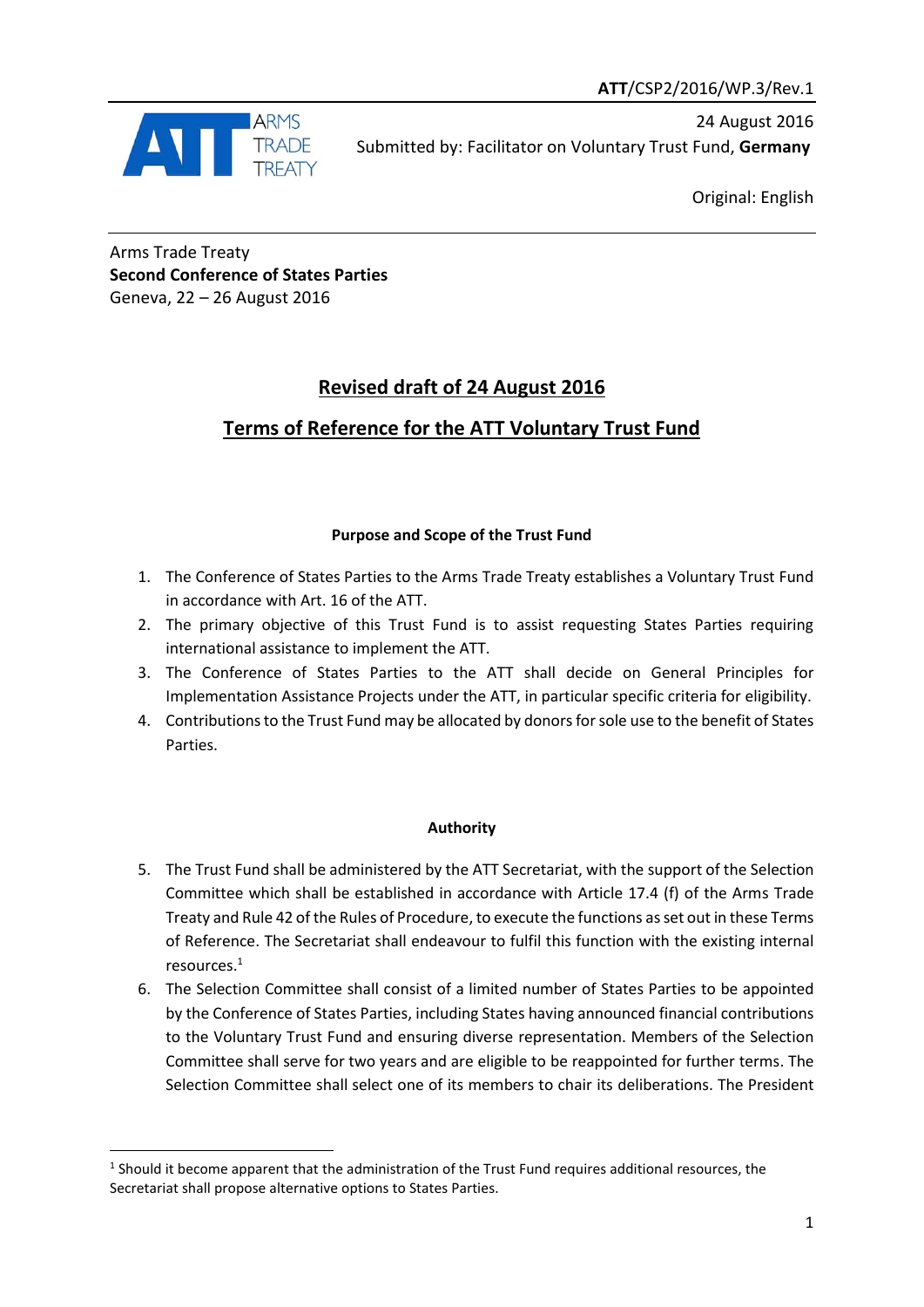ATT/CSP2/2016/WP.3/Rev.1

ARMS TRADE TREATY

24 August 2016

Submitted by: Facilitator on Voluntary Trust Fund, **Germany**

Original: English

Arms Trade Treaty
**Second Conference of States Parties**
Geneva, 22 – 26 August 2016

## Revised draft of 24 August 2016

## Terms of Reference for the ATT Voluntary Trust Fund

### Purpose and Scope of the Trust Fund

1. The Conference of States Parties to the Arms Trade Treaty establishes a Voluntary Trust Fund in accordance with Art. 16 of the ATT.
2. The primary objective of this Trust Fund is to assist requesting States Parties requiring international assistance to implement the ATT.
3. The Conference of States Parties to the ATT shall decide on General Principles for Implementation Assistance Projects under the ATT, in particular specific criteria for eligibility.
4. Contributions to the Trust Fund may be allocated by donors for sole use to the benefit of States Parties.

### Authority

5. The Trust Fund shall be administered by the ATT Secretariat, with the support of the Selection Committee which shall be established in accordance with Article 17.4 (f) of the Arms Trade Treaty and Rule 42 of the Rules of Procedure, to execute the functions as set out in these Terms of Reference. The Secretariat shall endeavour to fulfil this function with the existing internal resources.[1]
6. The Selection Committee shall consist of a limited number of States Parties to be appointed by the Conference of States Parties, including States having announced financial contributions to the Voluntary Trust Fund and ensuring diverse representation. Members of the Selection Committee shall serve for two years and are eligible to be reappointed for further terms. The Selection Committee shall select one of its members to chair its deliberations. The President

[1] Should it become apparent that the administration of the Trust Fund requires additional resources, the Secretariat shall propose alternative options to States Parties.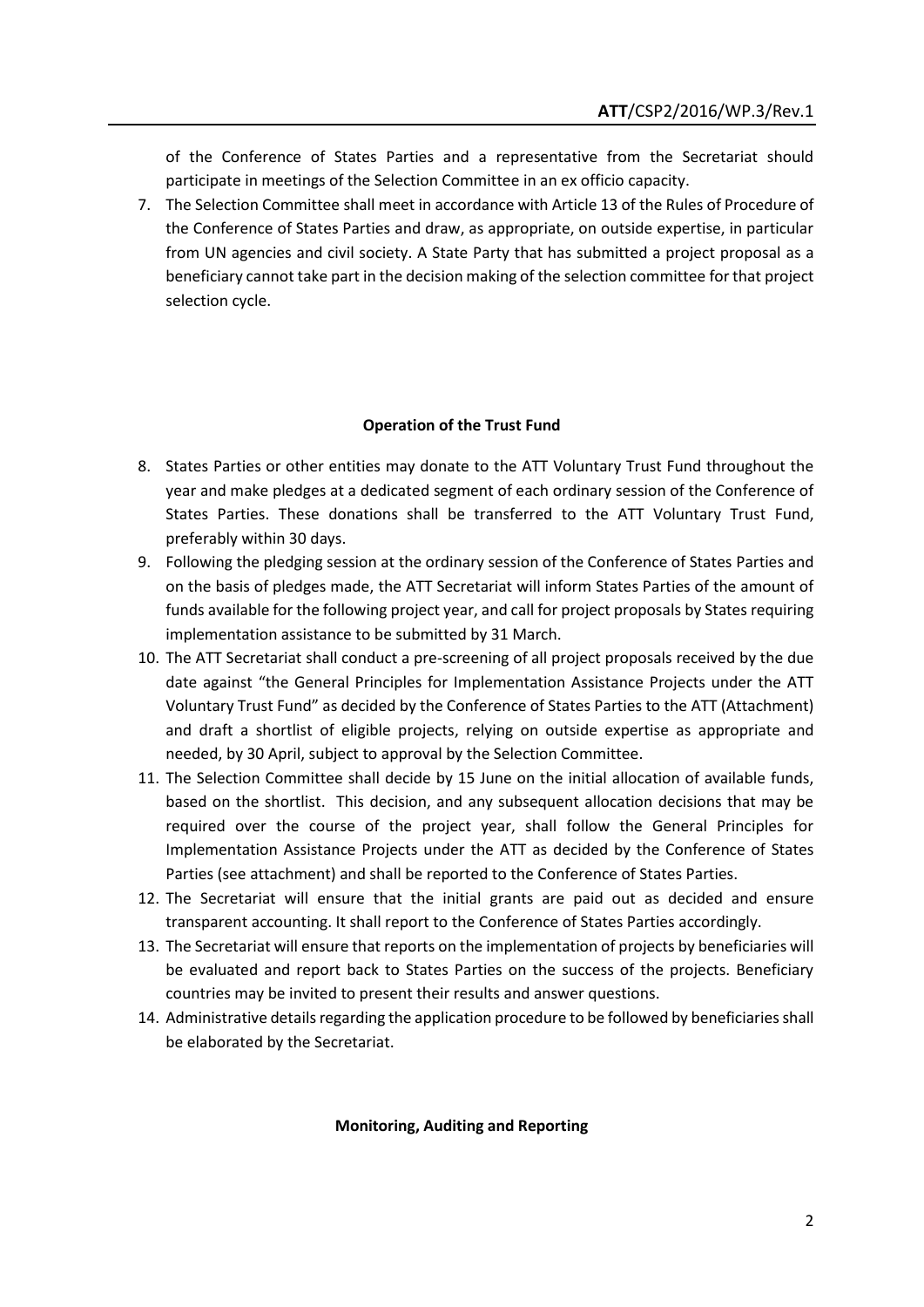of the Conference of States Parties and a representative from the Secretariat should participate in meetings of the Selection Committee in an ex officio capacity.

7. The Selection Committee shall meet in accordance with Article 13 of the Rules of Procedure of the Conference of States Parties and draw, as appropriate, on outside expertise, in particular from UN agencies and civil society. A State Party that has submitted a project proposal as a beneficiary cannot take part in the decision making of the selection committee for that project selection cycle.

**Operation of the Trust Fund**

8. States Parties or other entities may donate to the ATT Voluntary Trust Fund throughout the year and make pledges at a dedicated segment of each ordinary session of the Conference of States Parties. These donations shall be transferred to the ATT Voluntary Trust Fund, preferably within 30 days.
9. Following the pledging session at the ordinary session of the Conference of States Parties and on the basis of pledges made, the ATT Secretariat will inform States Parties of the amount of funds available for the following project year, and call for project proposals by States requiring implementation assistance to be submitted by 31 March.
10. The ATT Secretariat shall conduct a pre-screening of all project proposals received by the due date against "the General Principles for Implementation Assistance Projects under the ATT Voluntary Trust Fund" as decided by the Conference of States Parties to the ATT (Attachment) and draft a shortlist of eligible projects, relying on outside expertise as appropriate and needed, by 30 April, subject to approval by the Selection Committee.
11. The Selection Committee shall decide by 15 June on the initial allocation of available funds, based on the shortlist. This decision, and any subsequent allocation decisions that may be required over the course of the project year, shall follow the General Principles for Implementation Assistance Projects under the ATT as decided by the Conference of States Parties (see attachment) and shall be reported to the Conference of States Parties.
12. The Secretariat will ensure that the initial grants are paid out as decided and ensure transparent accounting. It shall report to the Conference of States Parties accordingly.
13. The Secretariat will ensure that reports on the implementation of projects by beneficiaries will be evaluated and report back to States Parties on the success of the projects. Beneficiary countries may be invited to present their results and answer questions.
14. Administrative details regarding the application procedure to be followed by beneficiaries shall be elaborated by the Secretariat.

**Monitoring, Auditing and Reporting**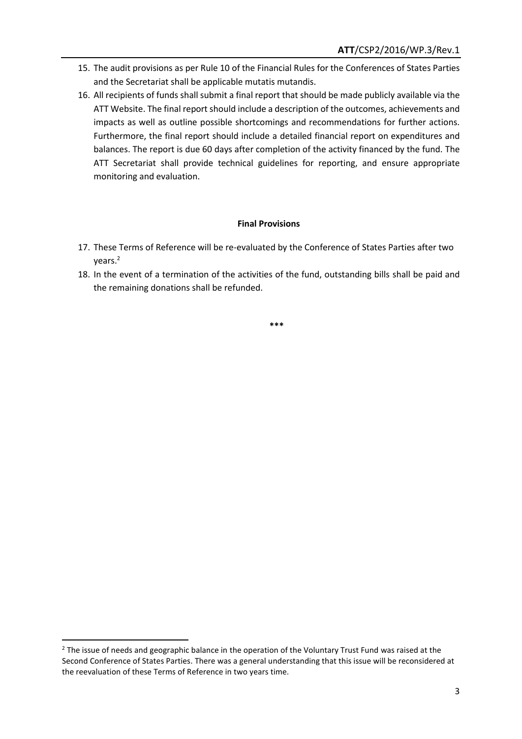15. The audit provisions as per Rule 10 of the Financial Rules for the Conferences of States Parties and the Secretariat shall be applicable mutatis mutandis.
16. All recipients of funds shall submit a final report that should be made publicly available via the ATT Website. The final report should include a description of the outcomes, achievements and impacts as well as outline possible shortcomings and recommendations for further actions. Furthermore, the final report should include a detailed financial report on expenditures and balances. The report is due 60 days after completion of the activity financed by the fund. The ATT Secretariat shall provide technical guidelines for reporting, and ensure appropriate monitoring and evaluation.

**Final Provisions**

17. These Terms of Reference will be re-evaluated by the Conference of States Parties after two years.[2]
18. In the event of a termination of the activities of the fund, outstanding bills shall be paid and the remaining donations shall be refunded.

***

[2] The issue of needs and geographic balance in the operation of the Voluntary Trust Fund was raised at the Second Conference of States Parties. There was a general understanding that this issue will be reconsidered at the reevaluation of these Terms of Reference in two years time.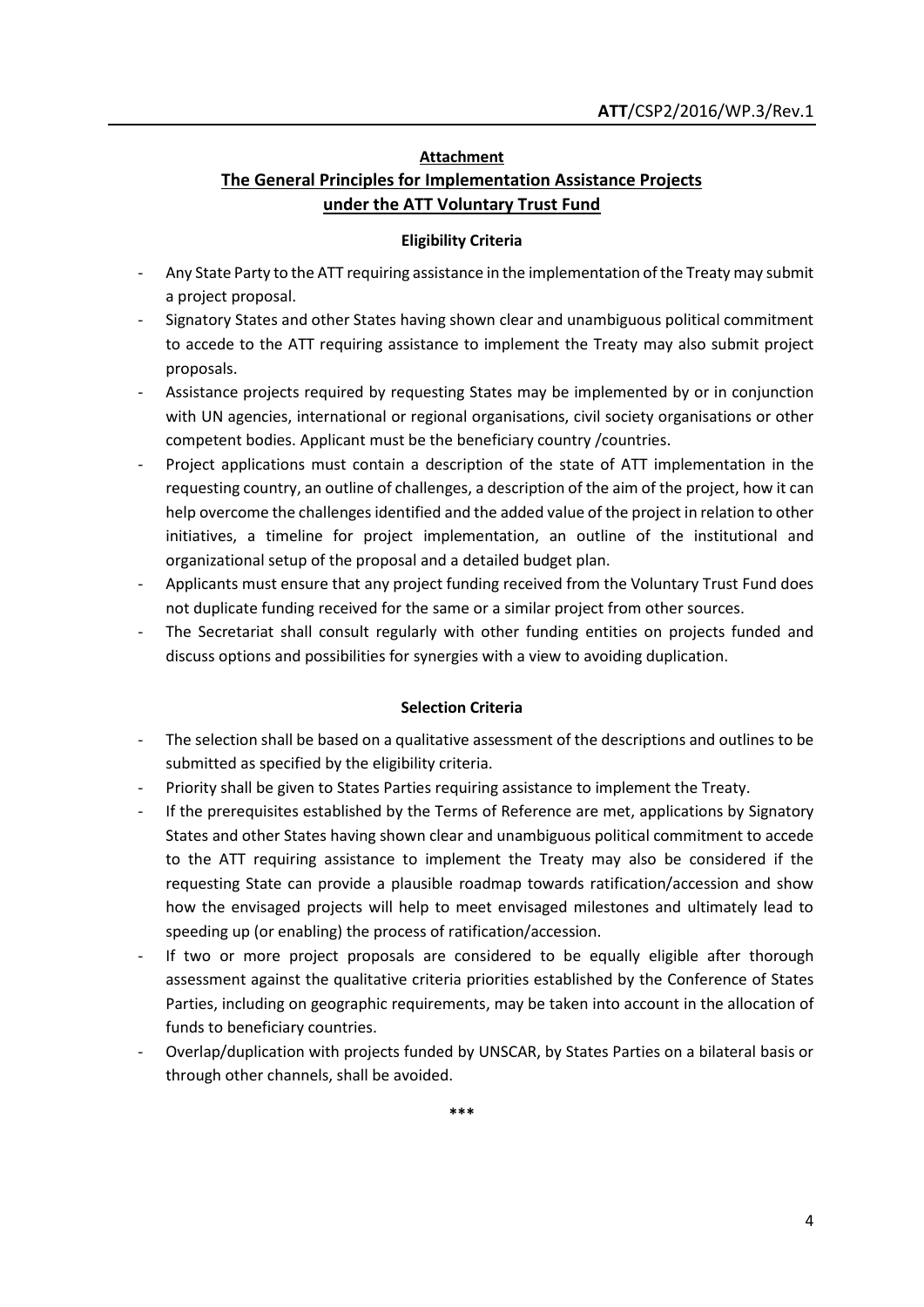**Attachment**

**The General Principles for Implementation Assistance Projects under the ATT Voluntary Trust Fund**

**Eligibility Criteria**

- Any State Party to the ATT requiring assistance in the implementation of the Treaty may submit a project proposal.
- Signatory States and other States having shown clear and unambiguous political commitment to accede to the ATT requiring assistance to implement the Treaty may also submit project proposals.
- Assistance projects required by requesting States may be implemented by or in conjunction with UN agencies, international or regional organisations, civil society organisations or other competent bodies. Applicant must be the beneficiary country /countries.
- Project applications must contain a description of the state of ATT implementation in the requesting country, an outline of challenges, a description of the aim of the project, how it can help overcome the challenges identified and the added value of the project in relation to other initiatives, a timeline for project implementation, an outline of the institutional and organizational setup of the proposal and a detailed budget plan.
- Applicants must ensure that any project funding received from the Voluntary Trust Fund does not duplicate funding received for the same or a similar project from other sources.
- The Secretariat shall consult regularly with other funding entities on projects funded and discuss options and possibilities for synergies with a view to avoiding duplication.

**Selection Criteria**

- The selection shall be based on a qualitative assessment of the descriptions and outlines to be submitted as specified by the eligibility criteria.
- Priority shall be given to States Parties requiring assistance to implement the Treaty.
- If the prerequisites established by the Terms of Reference are met, applications by Signatory States and other States having shown clear and unambiguous political commitment to accede to the ATT requiring assistance to implement the Treaty may also be considered if the requesting State can provide a plausible roadmap towards ratification/accession and show how the envisaged projects will help to meet envisaged milestones and ultimately lead to speeding up (or enabling) the process of ratification/accession.
- If two or more project proposals are considered to be equally eligible after thorough assessment against the qualitative criteria priorities established by the Conference of States Parties, including on geographic requirements, may be taken into account in the allocation of funds to beneficiary countries.
- Overlap/duplication with projects funded by UNSCAR, by States Parties on a bilateral basis or through other channels, shall be avoided.

***